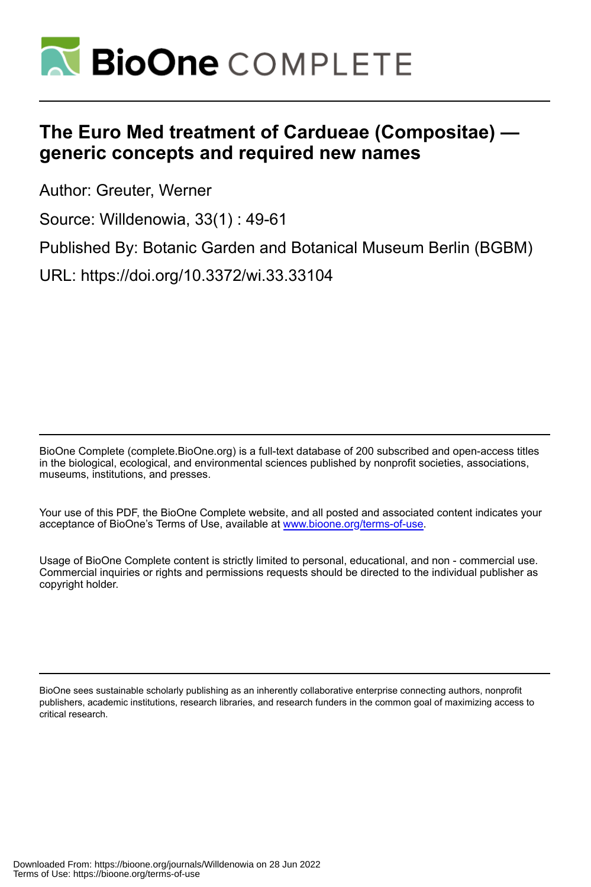# The Euro Med treatment of Cardueae (Compositae) — generic concepts and required new names

Author: Greuter, Werner

Source: Willdenowia, 33(1) : 49-61

Published By: Botanic Garden and Botanical Museum Berlin (BGBM)

URL: https://doi.org/10.3372/wi.33.33104

---

BioOne Complete (complete.BioOne.org) is a full-text database of 200 subscribed and open-access titles in the biological, ecological, and environmental sciences published by nonprofit societies, associations, museums, institutions, and presses.

Your use of this PDF, the BioOne Complete website, and all posted and associated content indicates your acceptance of BioOne's Terms of Use, available at www.bioone.org/terms-of-use.

Usage of BioOne Complete content is strictly limited to personal, educational, and non - commercial use. Commercial inquiries or rights and permissions requests should be directed to the individual publisher as copyright holder.

---

BioOne sees sustainable scholarly publishing as an inherently collaborative enterprise connecting authors, nonprofit publishers, academic institutions, research libraries, and research funders in the common goal of maximizing access to critical research.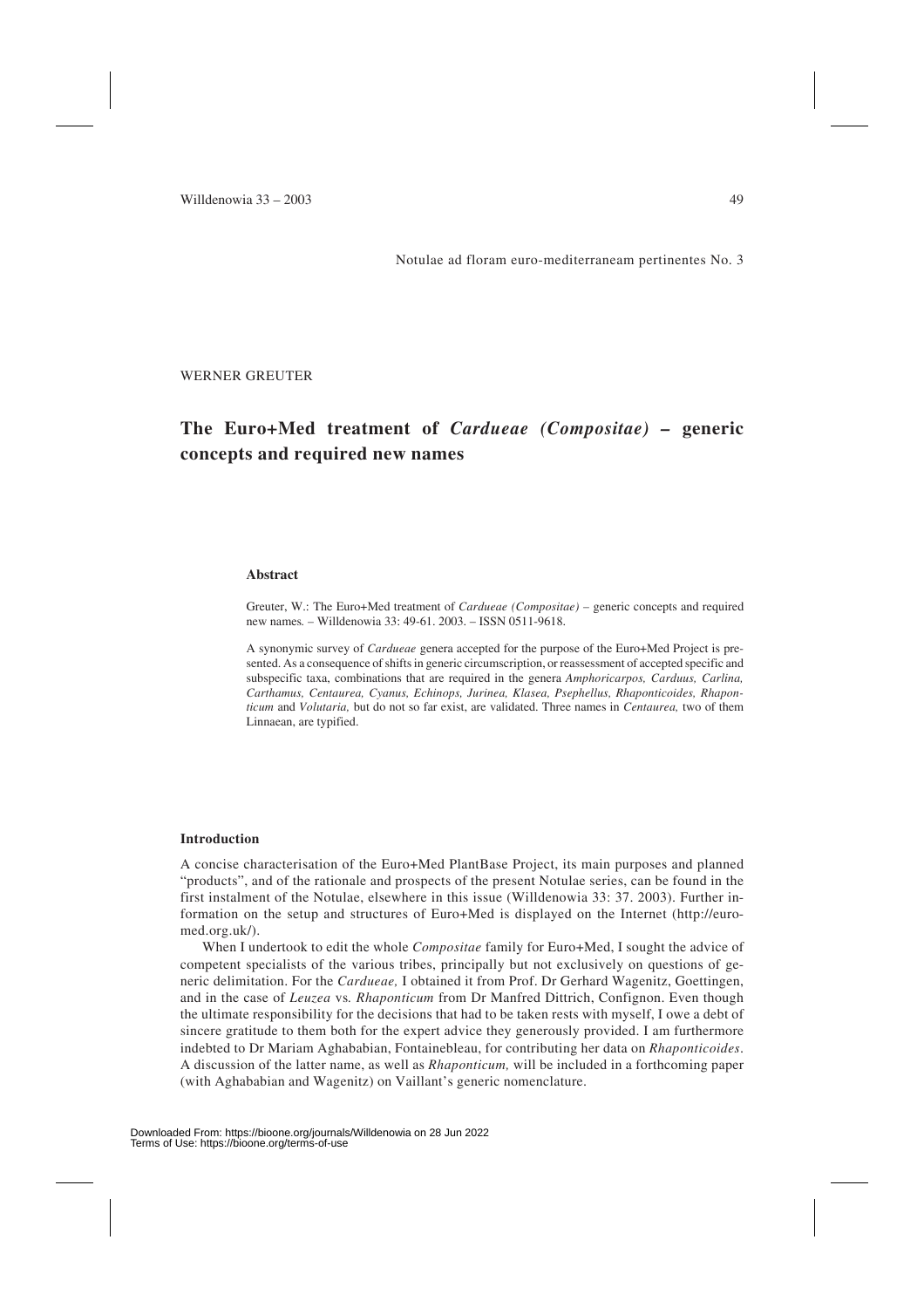Notulae ad floram euro-mediterraneam pertinentes No. 3

WERNER GREUTER

# The Euro+Med treatment of *Cardueae (Compositae)* – generic concepts and required new names

### Abstract

Greuter, W.: The Euro+Med treatment of *Cardueae (Compositae)* – generic concepts and required new names. – Willdenowia 33: 49-61. 2003. – ISSN 0511-9618.

A synonymic survey of *Cardueae* genera accepted for the purpose of the Euro+Med Project is presented. As a consequence of shifts in generic circumscription, or reassessment of accepted specific and subspecific taxa, combinations that are required in the genera *Amphoricarpos, Carduus, Carlina, Carthamus, Centaurea, Cyanus, Echinops, Jurinea, Klasea, Psephellus, Rhaponticoides, Rhaponticum* and *Volutaria,* but do not so far exist, are validated. Three names in *Centaurea,* two of them Linnaean, are typified.

### Introduction

A concise characterisation of the Euro+Med PlantBase Project, its main purposes and planned "products", and of the rationale and prospects of the present Notulae series, can be found in the first instalment of the Notulae, elsewhere in this issue (Willdenowia 33: 37. 2003). Further information on the setup and structures of Euro+Med is displayed on the Internet (http://euromed.org.uk/).

When I undertook to edit the whole *Compositae* family for Euro+Med, I sought the advice of competent specialists of the various tribes, principally but not exclusively on questions of generic delimitation. For the *Cardueae,* I obtained it from Prof. Dr Gerhard Wagenitz, Goettingen, and in the case of *Leuzea* vs. *Rhaponticum* from Dr Manfred Dittrich, Confignon. Even though the ultimate responsibility for the decisions that had to be taken rests with myself, I owe a debt of sincere gratitude to them both for the expert advice they generously provided. I am furthermore indebted to Dr Mariam Aghababian, Fontainebleau, for contributing her data on *Rhaponticoides*. A discussion of the latter name, as well as *Rhaponticum,* will be included in a forthcoming paper (with Aghababian and Wagenitz) on Vaillant's generic nomenclature.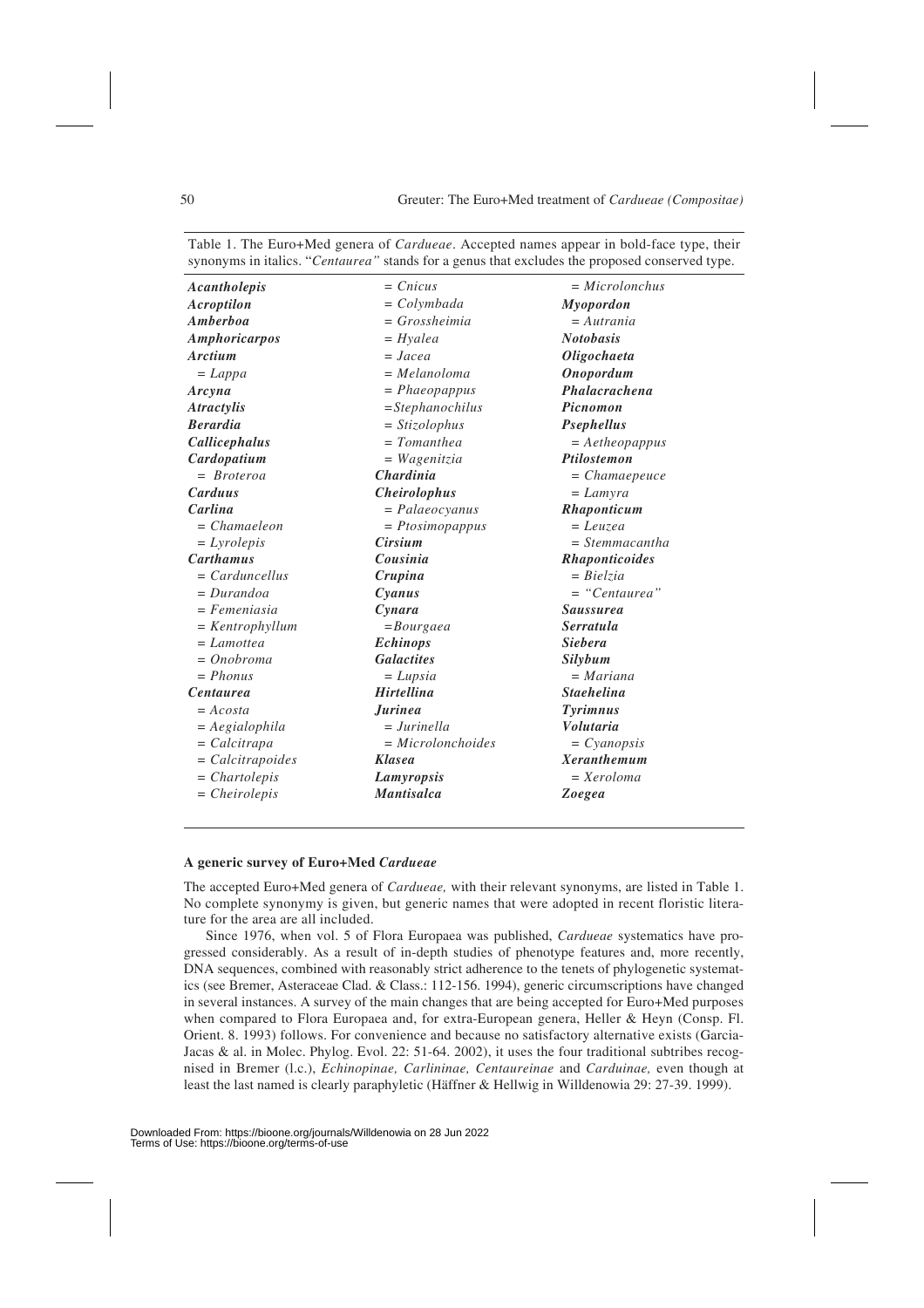Table 1. The Euro+Med genera of *Cardueae*. Accepted names appear in bold-face type, their synonyms in italics. "*Centaurea"* stands for a genus that excludes the proposed conserved type.

| | | |
|---|---|---|
| ***Acantholepis*** | *= Cnicus* | *= Microlonchus* |
| ***Acroptilon*** | *= Colymbada* | ***Myopordon*** |
| ***Amberboa*** | *= Grossheimia* | *= Autrania* |
| ***Amphoricarpos*** | *= Hyalea* | ***Notobasis*** |
| ***Arctium*** | *= Jacea* | ***Oligochaeta*** |
| *= Lappa* | *= Melanoloma* | ***Onopordum*** |
| ***Arcyna*** | *= Phaeopappus* | ***Phalacrachena*** |
| ***Atractylis*** | *=Stephanochilus* | ***Picnomon*** |
| ***Berardia*** | *= Stizolophus* | ***Psephellus*** |
| ***Callicephalus*** | *= Tomanthea* | *= Aetheopappus* |
| ***Cardopatium*** | *= Wagenitzia* | ***Ptilostemon*** |
| *= Broteroa* | ***Chardinia*** | *= Chamaepeuce* |
| ***Carduus*** | ***Cheirolophus*** | *= Lamyra* |
| ***Carlina*** | *= Palaeocyanus* | ***Rhaponticum*** |
| *= Chamaeleon* | *= Ptosimopappus* | *= Leuzea* |
| *= Lyrolepis* | ***Cirsium*** | *= Stemmacantha* |
| ***Carthamus*** | ***Cousinia*** | ***Rhaponticoides*** |
| *= Carduncellus* | ***Crupina*** | *= Bielzia* |
| *= Durandoa* | ***Cyanus*** | *= "Centaurea"* |
| *= Femeniasia* | ***Cynara*** | ***Saussurea*** |
| *= Kentrophyllum* | *=Bourgaea* | ***Serratula*** |
| *= Lamottea* | ***Echinops*** | ***Siebera*** |
| *= Onobroma* | ***Galactites*** | ***Silybum*** |
| *= Phonus* | *= Lupsia* | *= Mariana* |
| ***Centaurea*** | ***Hirtellina*** | ***Staehelina*** |
| *= Acosta* | ***Jurinea*** | ***Tyrimnus*** |
| *= Aegialophila* | *= Jurinella* | ***Volutaria*** |
| *= Calcitrapa* | *= Microlonchoides* | *= Cyanopsis* |
| *= Calcitrapoides* | ***Klasea*** | ***Xeranthemum*** |
| *= Chartolepis* | ***Lamyropsis*** | *= Xeroloma* |
| *= Cheirolepis* | ***Mantisalca*** | ***Zoegea*** |

### A generic survey of Euro+Med *Cardueae*

The accepted Euro+Med genera of *Cardueae,* with their relevant synonyms, are listed in Table 1. No complete synonymy is given, but generic names that were adopted in recent floristic literature for the area are all included.

Since 1976, when vol. 5 of Flora Europaea was published, *Cardueae* systematics have progressed considerably. As a result of in-depth studies of phenotype features and, more recently, DNA sequences, combined with reasonably strict adherence to the tenets of phylogenetic systematics (see Bremer, Asteraceae Clad. & Class.: 112-156. 1994), generic circumscriptions have changed in several instances. A survey of the main changes that are being accepted for Euro+Med purposes when compared to Flora Europaea and, for extra-European genera, Heller & Heyn (Consp. Fl. Orient. 8. 1993) follows. For convenience and because no satisfactory alternative exists (Garcia-Jacas & al. in Molec. Phylog. Evol. 22: 51-64. 2002), it uses the four traditional subtribes recognised in Bremer (l.c.), *Echinopinae, Carlininae, Centaureinae* and *Carduinae,* even though at least the last named is clearly paraphyletic (Häffner & Hellwig in Willdenowia 29: 27-39. 1999).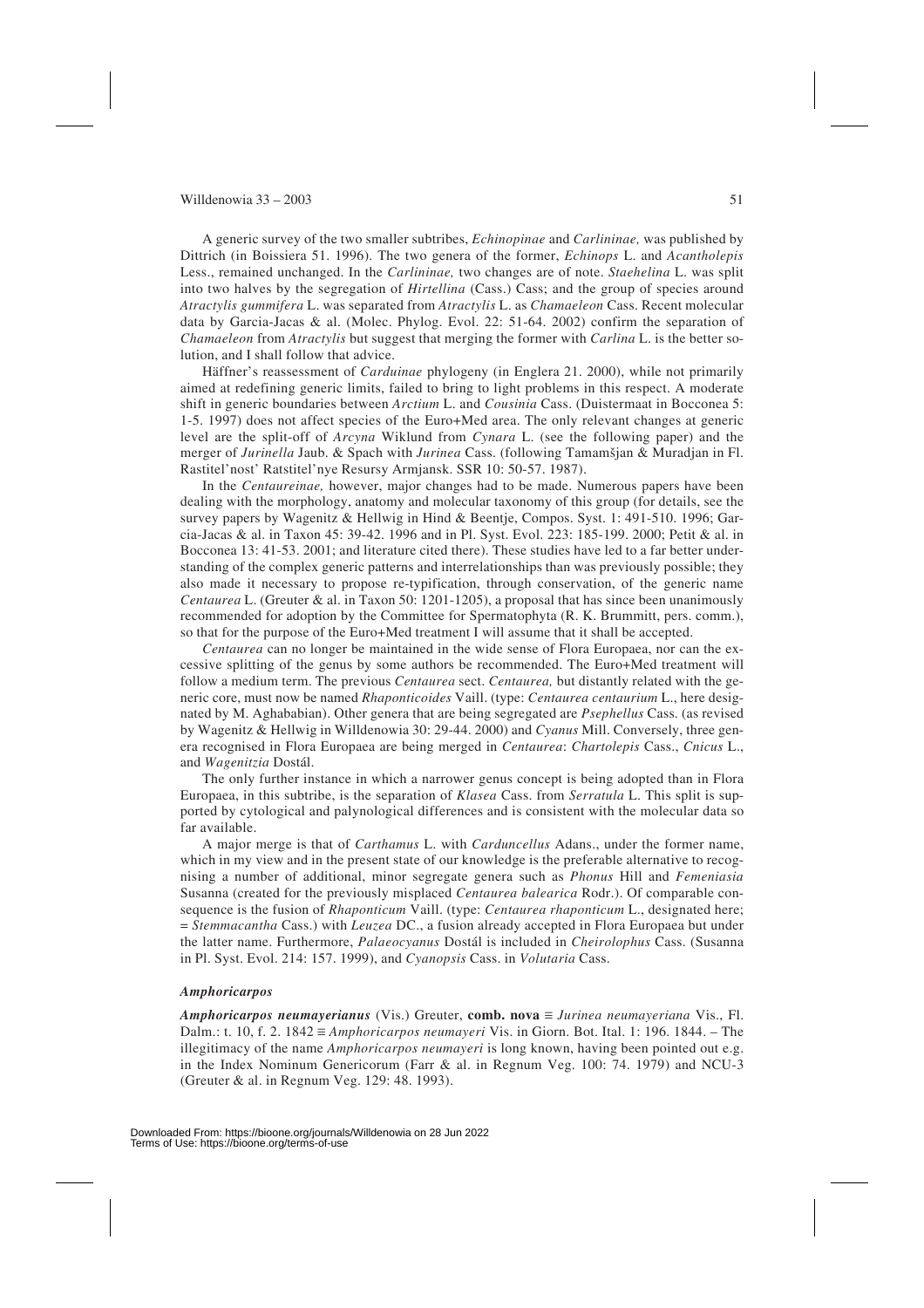A generic survey of the two smaller subtribes, *Echinopinae* and *Carlininae,* was published by Dittrich (in Boissiera 51. 1996). The two genera of the former, *Echinops* L. and *Acantholepis* Less., remained unchanged. In the *Carlininae,* two changes are of note. *Staehelina* L. was split into two halves by the segregation of *Hirtellina* (Cass.) Cass; and the group of species around *Atractylis gummifera* L. was separated from *Atractylis* L. as *Chamaeleon* Cass. Recent molecular data by Garcia-Jacas & al. (Molec. Phylog. Evol. 22: 51-64. 2002) confirm the separation of *Chamaeleon* from *Atractylis* but suggest that merging the former with *Carlina* L. is the better solution, and I shall follow that advice.

Häffner's reassessment of *Carduinae* phylogeny (in Englera 21. 2000), while not primarily aimed at redefining generic limits, failed to bring to light problems in this respect. A moderate shift in generic boundaries between *Arctium* L. and *Cousinia* Cass. (Duistermaat in Bocconea 5: 1-5. 1997) does not affect species of the Euro+Med area. The only relevant changes at generic level are the split-off of *Arcyna* Wiklund from *Cynara* L. (see the following paper) and the merger of *Jurinella* Jaub. & Spach with *Jurinea* Cass. (following Tamamšjan & Muradjan in Fl. Rastitel'nost' Ratstitel'nye Resursy Armjansk. SSR 10: 50-57. 1987).

In the *Centaureinae,* however, major changes had to be made. Numerous papers have been dealing with the morphology, anatomy and molecular taxonomy of this group (for details, see the survey papers by Wagenitz & Hellwig in Hind & Beentje, Compos. Syst. 1: 491-510. 1996; Garcia-Jacas & al. in Taxon 45: 39-42. 1996 and in Pl. Syst. Evol. 223: 185-199. 2000; Petit & al. in Bocconea 13: 41-53. 2001; and literature cited there). These studies have led to a far better understanding of the complex generic patterns and interrelationships than was previously possible; they also made it necessary to propose re-typification, through conservation, of the generic name *Centaurea* L. (Greuter & al. in Taxon 50: 1201-1205), a proposal that has since been unanimously recommended for adoption by the Committee for Spermatophyta (R. K. Brummitt, pers. comm.), so that for the purpose of the Euro+Med treatment I will assume that it shall be accepted.

*Centaurea* can no longer be maintained in the wide sense of Flora Europaea, nor can the excessive splitting of the genus by some authors be recommended. The Euro+Med treatment will follow a medium term. The previous *Centaurea* sect. *Centaurea,* but distantly related with the generic core, must now be named *Rhaponticoides* Vaill. (type: *Centaurea centaurium* L., here designated by M. Aghababian). Other genera that are being segregated are *Psephellus* Cass. (as revised by Wagenitz & Hellwig in Willdenowia 30: 29-44. 2000) and *Cyanus* Mill. Conversely, three genera recognised in Flora Europaea are being merged in *Centaurea*: *Chartolepis* Cass., *Cnicus* L., and *Wagenitzia* Dostál.

The only further instance in which a narrower genus concept is being adopted than in Flora Europaea, in this subtribe, is the separation of *Klasea* Cass. from *Serratula* L. This split is supported by cytological and palynological differences and is consistent with the molecular data so far available.

A major merge is that of *Carthamus* L. with *Carduncellus* Adans., under the former name, which in my view and in the present state of our knowledge is the preferable alternative to recognising a number of additional, minor segregate genera such as *Phonus* Hill and *Femeniasia* Susanna (created for the previously misplaced *Centaurea balearica* Rodr.). Of comparable consequence is the fusion of *Rhaponticum* Vaill. (type: *Centaurea rhaponticum* L., designated here; = *Stemmacantha* Cass.) with *Leuzea* DC., a fusion already accepted in Flora Europaea but under the latter name. Furthermore, *Palaeocyanus* Dostál is included in *Cheirolophus* Cass. (Susanna in Pl. Syst. Evol. 214: 157. 1999), and *Cyanopsis* Cass. in *Volutaria* Cass.

### *Amphoricarpos*

***Amphoricarpos neumayerianus*** (Vis.) Greuter, **comb. nova** ≡ *Jurinea neumayeriana* Vis., Fl. Dalm.: t. 10, f. 2. 1842 ≡ *Amphoricarpos neumayeri* Vis. in Giorn. Bot. Ital. 1: 196. 1844. – The illegitimacy of the name *Amphoricarpos neumayeri* is long known, having been pointed out e.g. in the Index Nominum Genericorum (Farr & al. in Regnum Veg. 100: 74. 1979) and NCU-3 (Greuter & al. in Regnum Veg. 129: 48. 1993).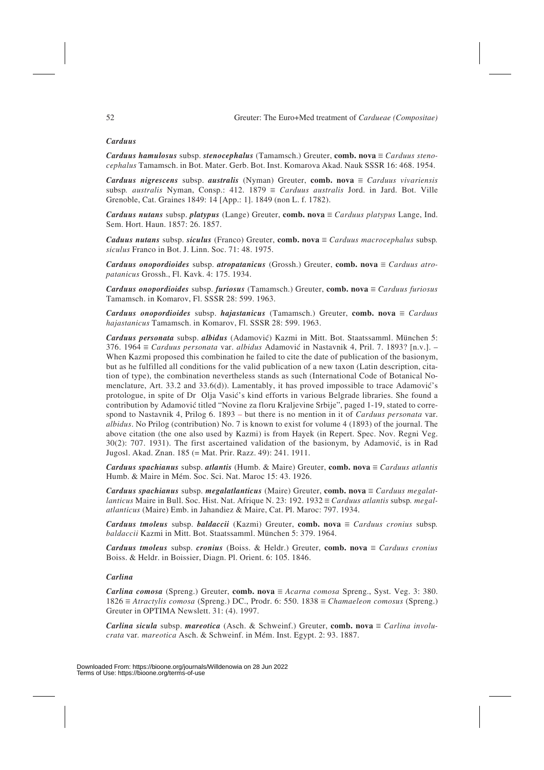### *Carduus*

***Carduus hamulosus*** subsp. ***stenocephalus*** (Tamamsch.) Greuter, **comb. nova** ≡ *Carduus stenocephalus* Tamamsch. in Bot. Mater. Gerb. Bot. Inst. Komarova Akad. Nauk SSSR 16: 468. 1954.

***Carduus nigrescens*** subsp. ***australis*** (Nyman) Greuter, **comb. nova** ≡ *Carduus vivariensis* subsp. *australis* Nyman, Consp.: 412. 1879 ≡ *Carduus australis* Jord. in Jard. Bot. Ville Grenoble, Cat. Graines 1849: 14 [App.: 1]. 1849 (non L. f. 1782).

***Carduus nutans*** subsp. ***platypus*** (Lange) Greuter, **comb. nova** ≡ *Carduus platypus* Lange, Ind. Sem. Hort. Haun. 1857: 26. 1857.

***Caduus nutans*** subsp. ***siculus*** (Franco) Greuter, **comb. nova** ≡ *Carduus macrocephalus* subsp. *siculus* Franco in Bot. J. Linn. Soc. 71: 48. 1975.

***Carduus onopordioides*** subsp. ***atropatanicus*** (Grossh.) Greuter, **comb. nova** ≡ *Carduus atropatanicus* Grossh., Fl. Kavk. 4: 175. 1934.

***Carduus onopordioides*** subsp. ***furiosus*** (Tamamsch.) Greuter, **comb. nova** ≡ *Carduus furiosus* Tamamsch. in Komarov, Fl. SSSR 28: 599. 1963.

***Carduus onopordioides*** subsp. ***hajastanicus*** (Tamamsch.) Greuter, **comb. nova** ≡ *Carduus hajastanicus* Tamamsch. in Komarov, Fl. SSSR 28: 599. 1963.

***Carduus personata*** subsp. ***albidus*** (Adamović) Kazmi in Mitt. Bot. Staatssamml. München 5: 376. 1964 ≡ *Carduus personata* var. *albidus* Adamović in Nastavnik 4, Pril. 7. 1893? [n.v.]. – When Kazmi proposed this combination he failed to cite the date of publication of the basionym, but as he fulfilled all conditions for the valid publication of a new taxon (Latin description, citation of type), the combination nevertheless stands as such (International Code of Botanical Nomenclature, Art. 33.2 and 33.6(d)). Lamentably, it has proved impossible to trace Adamović's protologue, in spite of Dr Olja Vasić's kind efforts in various Belgrade libraries. She found a contribution by Adamović titled "Novine za floru Kraljevine Srbije", paged 1-19, stated to correspond to Nastavnik 4, Prilog 6. 1893 – but there is no mention in it of *Carduus personata* var. *albidus*. No Prilog (contribution) No. 7 is known to exist for volume 4 (1893) of the journal. The above citation (the one also used by Kazmi) is from Hayek (in Repert. Spec. Nov. Regni Veg. 30(2): 707. 1931). The first ascertained validation of the basionym, by Adamović, is in Rad Jugosl. Akad. Znan. 185 (= Mat. Prir. Razz. 49): 241. 1911.

***Carduus spachianus*** subsp. ***atlantis*** (Humb. & Maire) Greuter, **comb. nova** ≡ *Carduus atlantis* Humb. & Maire in Mém. Soc. Sci. Nat. Maroc 15: 43. 1926.

***Carduus spachianus*** subsp. ***megalatlanticus*** (Maire) Greuter, **comb. nova** ≡ *Carduus megalatlanticus* Maire in Bull. Soc. Hist. Nat. Afrique N. 23: 192. 1932 ≡ *Carduus atlantis* subsp. *megalatlanticus* (Maire) Emb. in Jahandiez & Maire, Cat. Pl. Maroc: 797. 1934.

***Carduus tmoleus*** subsp. ***baldaccii*** (Kazmi) Greuter, **comb. nova** ≡ *Carduus cronius* subsp. *baldaccii* Kazmi in Mitt. Bot. Staatssamml. München 5: 379. 1964.

***Carduus tmoleus*** subsp. ***cronius*** (Boiss. & Heldr.) Greuter, **comb. nova** ≡ *Carduus cronius* Boiss. & Heldr. in Boissier, Diagn. Pl. Orient. 6: 105. 1846.

### *Carlina*

***Carlina comosa*** (Spreng.) Greuter, **comb. nova** ≡ *Acarna comosa* Spreng., Syst. Veg. 3: 380. 1826 ≡ *Atractylis comosa* (Spreng.) DC., Prodr. 6: 550. 1838 ≡ *Chamaeleon comosus* (Spreng.) Greuter in OPTIMA Newslett. 31: (4). 1997.

***Carlina sicula*** subsp. ***mareotica*** (Asch. & Schweinf.) Greuter, **comb. nova** ≡ *Carlina involucrata* var. *mareotica* Asch. & Schweinf. in Mém. Inst. Egypt. 2: 93. 1887.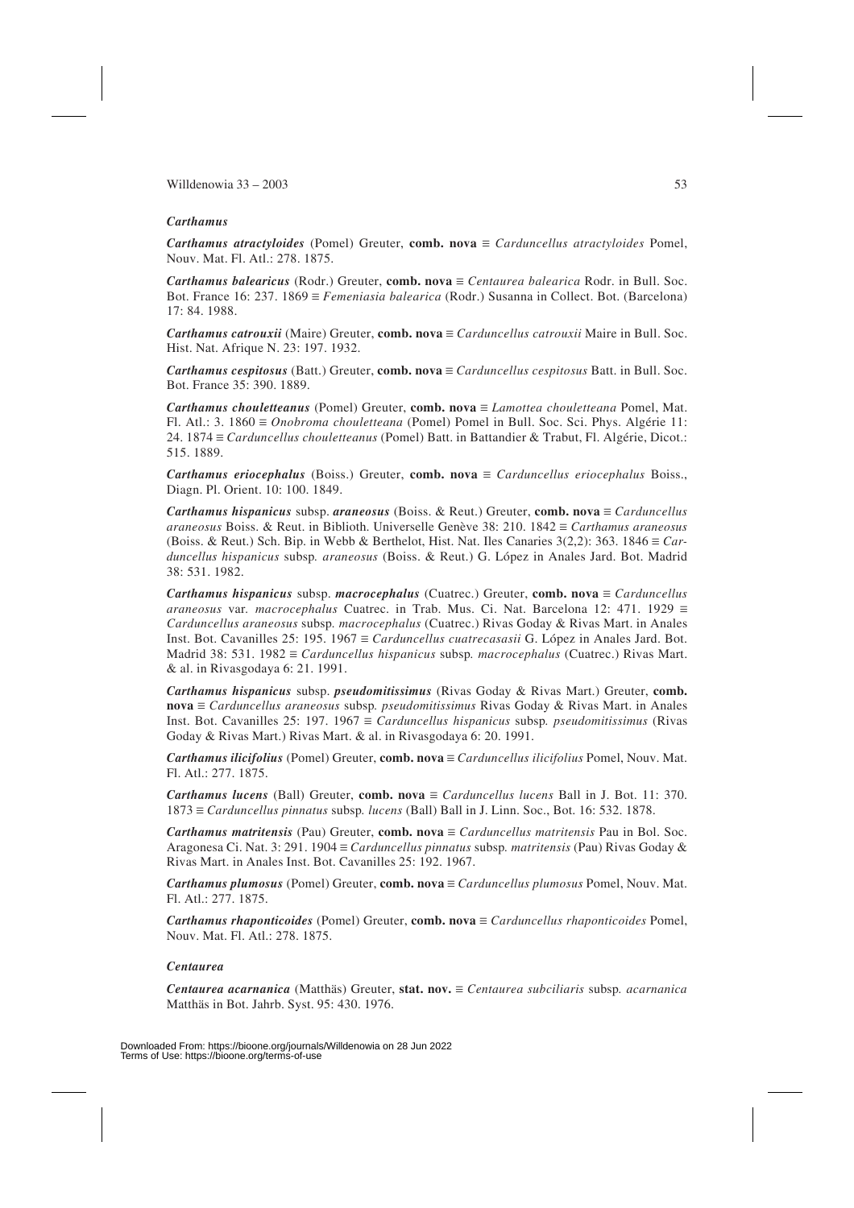### *Carthamus*

***Carthamus atractyloides*** (Pomel) Greuter, **comb. nova** ≡ *Carduncellus atractyloides* Pomel, Nouv. Mat. Fl. Atl.: 278. 1875.

***Carthamus balearicus*** (Rodr.) Greuter, **comb. nova** ≡ *Centaurea balearica* Rodr. in Bull. Soc. Bot. France 16: 237. 1869 ≡ *Femeniasia balearica* (Rodr.) Susanna in Collect. Bot. (Barcelona) 17: 84. 1988.

***Carthamus catrouxii*** (Maire) Greuter, **comb. nova** ≡ *Carduncellus catrouxii* Maire in Bull. Soc. Hist. Nat. Afrique N. 23: 197. 1932.

***Carthamus cespitosus*** (Batt.) Greuter, **comb. nova** ≡ *Carduncellus cespitosus* Batt. in Bull. Soc. Bot. France 35: 390. 1889.

***Carthamus chouletteanus*** (Pomel) Greuter, **comb. nova** ≡ *Lamottea chouletteana* Pomel, Mat. Fl. Atl.: 3. 1860 ≡ *Onobroma chouletteana* (Pomel) Pomel in Bull. Soc. Sci. Phys. Algérie 11: 24. 1874 ≡ *Carduncellus chouletteanus* (Pomel) Batt. in Battandier & Trabut, Fl. Algérie, Dicot.: 515. 1889.

***Carthamus eriocephalus*** (Boiss.) Greuter, **comb. nova** ≡ *Carduncellus eriocephalus* Boiss., Diagn. Pl. Orient. 10: 100. 1849.

***Carthamus hispanicus*** subsp. ***araneosus*** (Boiss. & Reut.) Greuter, **comb. nova** ≡ *Carduncellus araneosus* Boiss. & Reut. in Biblioth. Universelle Genève 38: 210. 1842 ≡ *Carthamus araneosus* (Boiss. & Reut.) Sch. Bip. in Webb & Berthelot, Hist. Nat. Iles Canaries 3(2,2): 363. 1846 ≡ *Carduncellus hispanicus* subsp. *araneosus* (Boiss. & Reut.) G. López in Anales Jard. Bot. Madrid 38: 531. 1982.

***Carthamus hispanicus*** subsp. ***macrocephalus*** (Cuatrec.) Greuter, **comb. nova** ≡ *Carduncellus araneosus* var. *macrocephalus* Cuatrec. in Trab. Mus. Ci. Nat. Barcelona 12: 471. 1929 ≡ *Carduncellus araneosus* subsp. *macrocephalus* (Cuatrec.) Rivas Goday & Rivas Mart. in Anales Inst. Bot. Cavanilles 25: 195. 1967 ≡ *Carduncellus cuatrecasasii* G. López in Anales Jard. Bot. Madrid 38: 531. 1982 ≡ *Carduncellus hispanicus* subsp. *macrocephalus* (Cuatrec.) Rivas Mart. & al. in Rivasgodaya 6: 21. 1991.

***Carthamus hispanicus*** subsp. ***pseudomitissimus*** (Rivas Goday & Rivas Mart.) Greuter, **comb. nova** ≡ *Carduncellus araneosus* subsp. *pseudomitissimus* Rivas Goday & Rivas Mart. in Anales Inst. Bot. Cavanilles 25: 197. 1967 ≡ *Carduncellus hispanicus* subsp. *pseudomitissimus* (Rivas Goday & Rivas Mart.) Rivas Mart. & al. in Rivasgodaya 6: 20. 1991.

***Carthamus ilicifolius*** (Pomel) Greuter, **comb. nova** ≡ *Carduncellus ilicifolius* Pomel, Nouv. Mat. Fl. Atl.: 277. 1875.

***Carthamus lucens*** (Ball) Greuter, **comb. nova** ≡ *Carduncellus lucens* Ball in J. Bot. 11: 370. 1873 ≡ *Carduncellus pinnatus* subsp. *lucens* (Ball) Ball in J. Linn. Soc., Bot. 16: 532. 1878.

***Carthamus matritensis*** (Pau) Greuter, **comb. nova** ≡ *Carduncellus matritensis* Pau in Bol. Soc. Aragonesa Ci. Nat. 3: 291. 1904 ≡ *Carduncellus pinnatus* subsp. *matritensis* (Pau) Rivas Goday & Rivas Mart. in Anales Inst. Bot. Cavanilles 25: 192. 1967.

***Carthamus plumosus*** (Pomel) Greuter, **comb. nova** ≡ *Carduncellus plumosus* Pomel, Nouv. Mat. Fl. Atl.: 277. 1875.

***Carthamus rhaponticoides*** (Pomel) Greuter, **comb. nova** ≡ *Carduncellus rhaponticoides* Pomel, Nouv. Mat. Fl. Atl.: 278. 1875.

### *Centaurea*

***Centaurea acarnanica*** (Matthäs) Greuter, **stat. nov.** ≡ *Centaurea subciliaris* subsp. *acarnanica* Matthäs in Bot. Jahrb. Syst. 95: 430. 1976.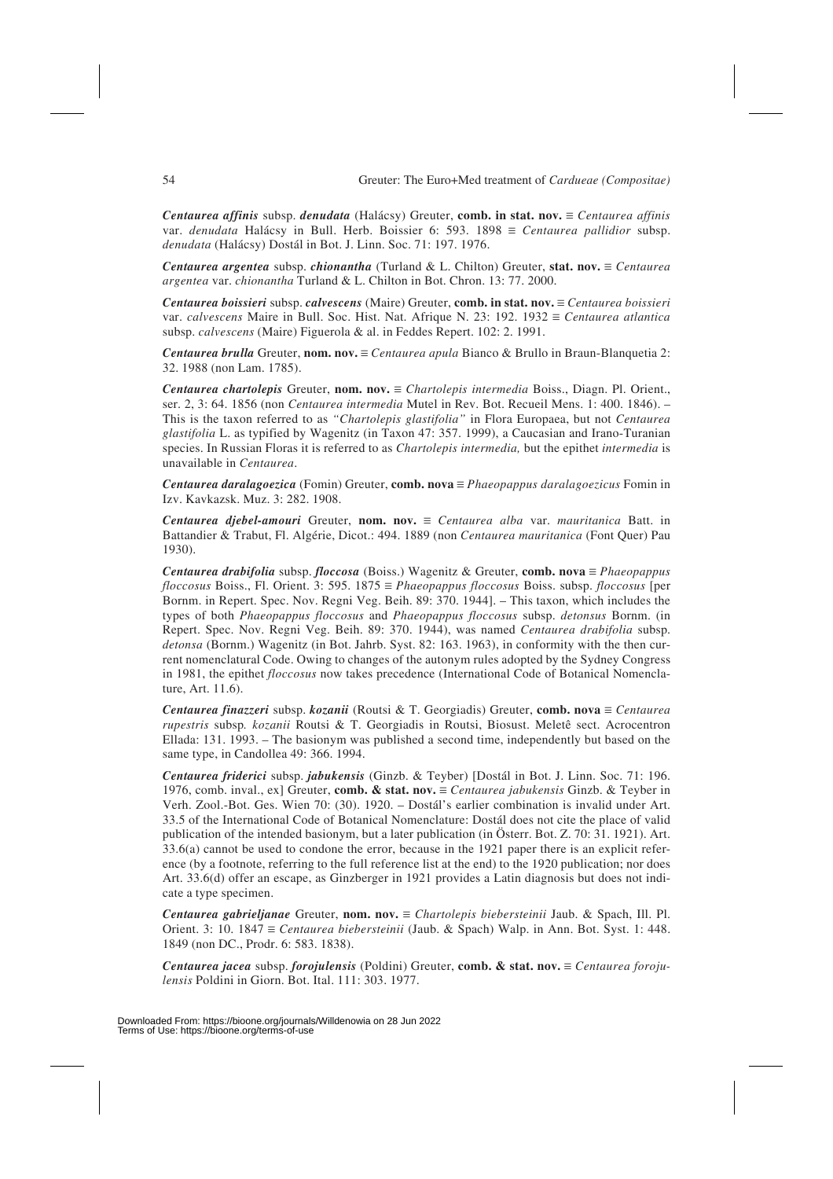***Centaurea affinis*** subsp. ***denudata*** (Halácsy) Greuter, **comb. in stat. nov.** ≡ *Centaurea affinis* var. *denudata* Halácsy in Bull. Herb. Boissier 6: 593. 1898 ≡ *Centaurea pallidior* subsp. *denudata* (Halácsy) Dostál in Bot. J. Linn. Soc. 71: 197. 1976.

***Centaurea argentea*** subsp. ***chionantha*** (Turland & L. Chilton) Greuter, **stat. nov.** ≡ *Centaurea argentea* var. *chionantha* Turland & L. Chilton in Bot. Chron. 13: 77. 2000.

***Centaurea boissieri*** subsp. ***calvescens*** (Maire) Greuter, **comb. in stat. nov.** ≡ *Centaurea boissieri* var. *calvescens* Maire in Bull. Soc. Hist. Nat. Afrique N. 23: 192. 1932 ≡ *Centaurea atlantica* subsp. *calvescens* (Maire) Figuerola & al. in Feddes Repert. 102: 2. 1991.

***Centaurea brulla*** Greuter, **nom. nov.** ≡ *Centaurea apula* Bianco & Brullo in Braun-Blanquetia 2: 32. 1988 (non Lam. 1785).

***Centaurea chartolepis*** Greuter, **nom. nov.** ≡ *Chartolepis intermedia* Boiss., Diagn. Pl. Orient., ser. 2, 3: 64. 1856 (non *Centaurea intermedia* Mutel in Rev. Bot. Recueil Mens. 1: 400. 1846). – This is the taxon referred to as *"Chartolepis glastifolia"* in Flora Europaea, but not *Centaurea glastifolia* L. as typified by Wagenitz (in Taxon 47: 357. 1999), a Caucasian and Irano-Turanian species. In Russian Floras it is referred to as *Chartolepis intermedia,* but the epithet *intermedia* is unavailable in *Centaurea*.

***Centaurea daralagoezica*** (Fomin) Greuter, **comb. nova** ≡ *Phaeopappus daralagoezicus* Fomin in Izv. Kavkazsk. Muz. 3: 282. 1908.

***Centaurea djebel-amouri*** Greuter, **nom. nov.** ≡ *Centaurea alba* var. *mauritanica* Batt. in Battandier & Trabut, Fl. Algérie, Dicot.: 494. 1889 (non *Centaurea mauritanica* (Font Quer) Pau 1930).

***Centaurea drabifolia*** subsp. ***floccosa*** (Boiss.) Wagenitz & Greuter, **comb. nova** ≡ *Phaeopappus floccosus* Boiss., Fl. Orient. 3: 595. 1875 ≡ *Phaeopappus floccosus* Boiss. subsp. *floccosus* [per Bornm. in Repert. Spec. Nov. Regni Veg. Beih. 89: 370. 1944]. – This taxon, which includes the types of both *Phaeopappus floccosus* and *Phaeopappus floccosus* subsp. *detonsus* Bornm. (in Repert. Spec. Nov. Regni Veg. Beih. 89: 370. 1944), was named *Centaurea drabifolia* subsp. *detonsa* (Bornm.) Wagenitz (in Bot. Jahrb. Syst. 82: 163. 1963), in conformity with the then current nomenclatural Code. Owing to changes of the autonym rules adopted by the Sydney Congress in 1981, the epithet *floccosus* now takes precedence (International Code of Botanical Nomenclature, Art. 11.6).

***Centaurea finazzeri*** subsp. ***kozanii*** (Routsi & T. Georgiadis) Greuter, **comb. nova** ≡ *Centaurea rupestris* subsp*. kozanii* Routsi & T. Georgiadis in Routsi, Biosust. Meletê sect. Acrocentron Ellada: 131. 1993. – The basionym was published a second time, independently but based on the same type, in Candollea 49: 366. 1994.

***Centaurea friderici*** subsp. ***jabukensis*** (Ginzb. & Teyber) [Dostál in Bot. J. Linn. Soc. 71: 196. 1976, comb. inval., ex] Greuter, **comb. & stat. nov.** ≡ *Centaurea jabukensis* Ginzb. & Teyber in Verh. Zool.-Bot. Ges. Wien 70: (30). 1920. – Dostál's earlier combination is invalid under Art. 33.5 of the International Code of Botanical Nomenclature: Dostál does not cite the place of valid publication of the intended basionym, but a later publication (in Österr. Bot. Z. 70: 31. 1921). Art. 33.6(a) cannot be used to condone the error, because in the 1921 paper there is an explicit reference (by a footnote, referring to the full reference list at the end) to the 1920 publication; nor does Art. 33.6(d) offer an escape, as Ginzberger in 1921 provides a Latin diagnosis but does not indicate a type specimen.

***Centaurea gabrieljanae*** Greuter, **nom. nov.** ≡ *Chartolepis biebersteinii* Jaub. & Spach, Ill. Pl. Orient. 3: 10. 1847 ≡ *Centaurea biebersteinii* (Jaub. & Spach) Walp. in Ann. Bot. Syst. 1: 448. 1849 (non DC., Prodr. 6: 583. 1838).

***Centaurea jacea*** subsp. ***forojulensis*** (Poldini) Greuter, **comb. & stat. nov.** ≡ *Centaurea forojulensis* Poldini in Giorn. Bot. Ital. 111: 303. 1977.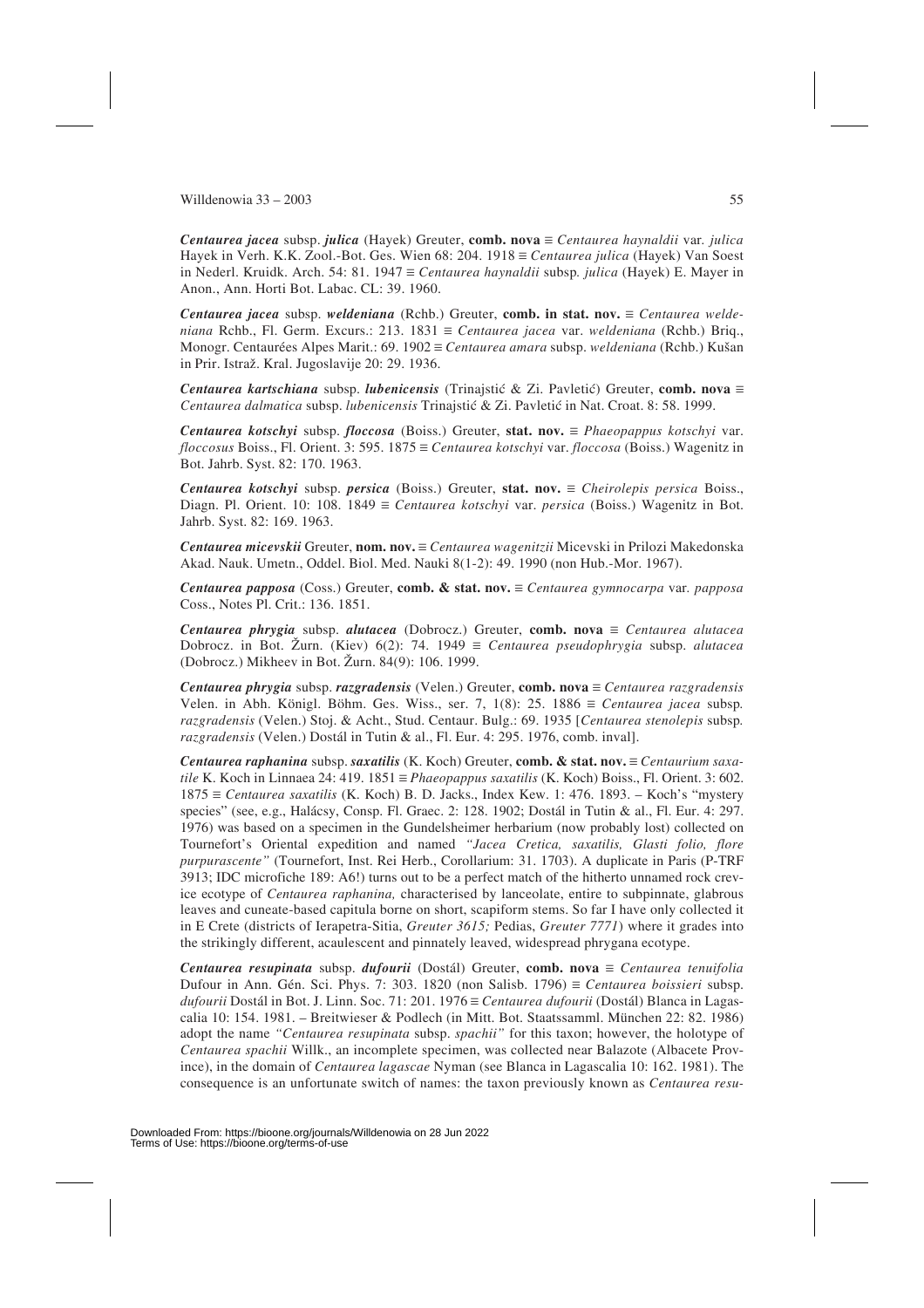***Centaurea jacea*** subsp. ***julica*** (Hayek) Greuter, **comb. nova** ≡ *Centaurea haynaldii* var. *julica* Hayek in Verh. K.K. Zool.-Bot. Ges. Wien 68: 204. 1918 ≡ *Centaurea julica* (Hayek) Van Soest in Nederl. Kruidk. Arch. 54: 81. 1947 ≡ *Centaurea haynaldii* subsp. *julica* (Hayek) E. Mayer in Anon., Ann. Horti Bot. Labac. CL: 39. 1960.

***Centaurea jacea*** subsp. ***weldeniana*** (Rchb.) Greuter, **comb. in stat. nov.** ≡ *Centaurea weldeniana* Rchb., Fl. Germ. Excurs.: 213. 1831 ≡ *Centaurea jacea* var. *weldeniana* (Rchb.) Briq., Monogr. Centaurées Alpes Marit.: 69. 1902 ≡ *Centaurea amara* subsp. *weldeniana* (Rchb.) Kušan in Prir. Istraž. Kral. Jugoslavije 20: 29. 1936.

***Centaurea kartschiana*** subsp. ***lubenicensis*** (Trinajstić & Zi. Pavletić) Greuter, **comb. nova** ≡ *Centaurea dalmatica* subsp. *lubenicensis* Trinajstić & Zi. Pavletić in Nat. Croat. 8: 58. 1999.

***Centaurea kotschyi*** subsp. ***floccosa*** (Boiss.) Greuter, **stat. nov.** ≡ *Phaeopappus kotschyi* var. *floccosus* Boiss., Fl. Orient. 3: 595. 1875 ≡ *Centaurea kotschyi* var. *floccosa* (Boiss.) Wagenitz in Bot. Jahrb. Syst. 82: 170. 1963.

***Centaurea kotschyi*** subsp. ***persica*** (Boiss.) Greuter, **stat. nov.** ≡ *Cheirolepis persica* Boiss., Diagn. Pl. Orient. 10: 108. 1849 ≡ *Centaurea kotschyi* var. *persica* (Boiss.) Wagenitz in Bot. Jahrb. Syst. 82: 169. 1963.

***Centaurea micevskii*** Greuter, **nom. nov.** ≡ *Centaurea wagenitzii* Micevski in Prilozi Makedonska Akad. Nauk. Umetn., Oddel. Biol. Med. Nauki 8(1-2): 49. 1990 (non Hub.-Mor. 1967).

***Centaurea papposa*** (Coss.) Greuter, **comb. & stat. nov.** ≡ *Centaurea gymnocarpa* var. *papposa* Coss., Notes Pl. Crit.: 136. 1851.

***Centaurea phrygia*** subsp. ***alutacea*** (Dobrocz.) Greuter, **comb. nova** ≡ *Centaurea alutacea* Dobrocz. in Bot. Žurn. (Kiev) 6(2): 74. 1949 ≡ *Centaurea pseudophrygia* subsp. *alutacea* (Dobrocz.) Mikheev in Bot. Žurn. 84(9): 106. 1999.

***Centaurea phrygia*** subsp. ***razgradensis*** (Velen.) Greuter, **comb. nova** ≡ *Centaurea razgradensis* Velen. in Abh. Königl. Böhm. Ges. Wiss., ser. 7, 1(8): 25. 1886 ≡ *Centaurea jacea* subsp. *razgradensis* (Velen.) Stoj. & Acht., Stud. Centaur. Bulg.: 69. 1935 [*Centaurea stenolepis* subsp. *razgradensis* (Velen.) Dostál in Tutin & al., Fl. Eur. 4: 295. 1976, comb. inval].

***Centaurea raphanina*** subsp. ***saxatilis*** (K. Koch) Greuter, **comb. & stat. nov.** ≡ *Centaurium saxatile* K. Koch in Linnaea 24: 419. 1851 ≡ *Phaeopappus saxatilis* (K. Koch) Boiss., Fl. Orient. 3: 602. 1875 ≡ *Centaurea saxatilis* (K. Koch) B. D. Jacks., Index Kew. 1: 476. 1893. – Koch's "mystery species" (see, e.g., Halácsy, Consp. Fl. Graec. 2: 128. 1902; Dostál in Tutin & al., Fl. Eur. 4: 297. 1976) was based on a specimen in the Gundelsheimer herbarium (now probably lost) collected on Tournefort's Oriental expedition and named *"Jacea Cretica, saxatilis, Glasti folio, flore purpurascente"* (Tournefort, Inst. Rei Herb., Corollarium: 31. 1703). A duplicate in Paris (P-TRF 3913; IDC microfiche 189: A6!) turns out to be a perfect match of the hitherto unnamed rock crevice ecotype of *Centaurea raphanina,* characterised by lanceolate, entire to subpinnate, glabrous leaves and cuneate-based capitula borne on short, scapiform stems. So far I have only collected it in E Crete (districts of Ierapetra-Sitia, *Greuter 3615;* Pedias, *Greuter 7771*) where it grades into the strikingly different, acaulescent and pinnately leaved, widespread phrygana ecotype.

***Centaurea resupinata*** subsp. ***dufourii*** (Dostál) Greuter, **comb. nova** ≡ *Centaurea tenuifolia* Dufour in Ann. Gén. Sci. Phys. 7: 303. 1820 (non Salisb. 1796) ≡ *Centaurea boissieri* subsp. *dufourii* Dostál in Bot. J. Linn. Soc. 71: 201. 1976 ≡ *Centaurea dufourii* (Dostál) Blanca in Lagascalia 10: 154. 1981. – Breitwieser & Podlech (in Mitt. Bot. Staatssamml. München 22: 82. 1986) adopt the name *"Centaurea resupinata* subsp. *spachii"* for this taxon; however, the holotype of *Centaurea spachii* Willk., an incomplete specimen, was collected near Balazote (Albacete Province), in the domain of *Centaurea lagascae* Nyman (see Blanca in Lagascalia 10: 162. 1981). The consequence is an unfortunate switch of names: the taxon previously known as *Centaurea resu-*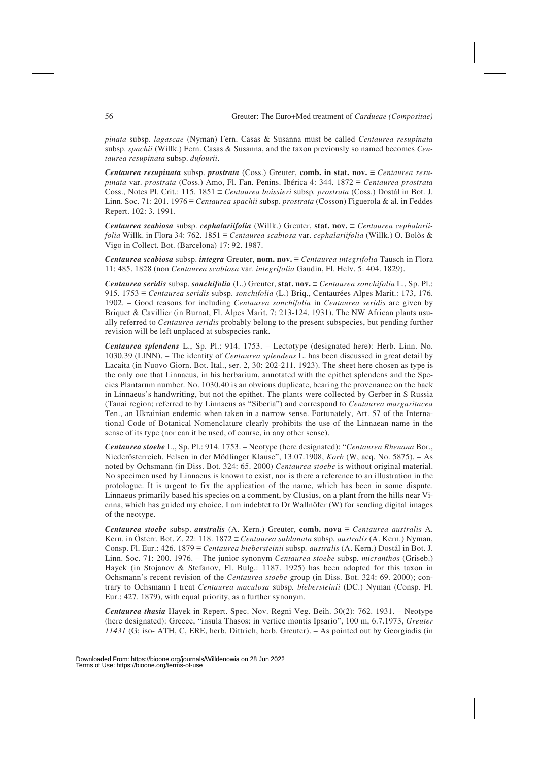*pinata* subsp. *lagascae* (Nyman) Fern. Casas & Susanna must be called *Centaurea resupinata* subsp. *spachii* (Willk.) Fern. Casas & Susanna, and the taxon previously so named becomes *Centaurea resupinata* subsp. *dufourii*.

***Centaurea resupinata*** **subsp.** ***prostrata*** (Coss.) Greuter, **comb. in stat. nov.** ≡ *Centaurea resupinata* var. *prostrata* (Coss.) Amo, Fl. Fan. Penins. Ibérica 4: 344. 1872 ≡ *Centaurea prostrata* Coss., Notes Pl. Crit.: 115. 1851 ≡ *Centaurea boissieri* subsp. *prostrata* (Coss.) Dostál in Bot. J. Linn. Soc. 71: 201. 1976 ≡ *Centaurea spachii* subsp. *prostrata* (Cosson) Figuerola & al. in Feddes Repert. 102: 3. 1991.

***Centaurea scabiosa*** **subsp.** ***cephalariifolia*** (Willk.) Greuter, **stat. nov.** ≡ *Centaurea cephalariifolia* Willk. in Flora 34: 762. 1851 ≡ *Centaurea scabiosa* var. *cephalariifolia* (Willk.) O. Bolòs & Vigo in Collect. Bot. (Barcelona) 17: 92. 1987.

***Centaurea scabiosa*** **subsp.** ***integra*** Greuter, **nom. nov.** ≡ *Centaurea integrifolia* Tausch in Flora 11: 485. 1828 (non *Centaurea scabiosa* var. *integrifolia* Gaudin, Fl. Helv. 5: 404. 1829).

***Centaurea seridis*** **subsp.** ***sonchifolia*** (L.) Greuter, **stat. nov.** ≡ *Centaurea sonchifolia* L., Sp. Pl.: 915. 1753 ≡ *Centaurea seridis* subsp. *sonchifolia* (L.) Briq., Centaurées Alpes Marit.: 173, 176. 1902. – Good reasons for including *Centaurea sonchifolia* in *Centaurea seridis* are given by Briquet & Cavillier (in Burnat, Fl. Alpes Marit. 7: 213-124. 1931). The NW African plants usually referred to *Centaurea seridis* probably belong to the present subspecies, but pending further revision will be left unplaced at subspecies rank.

***Centaurea splendens*** L., Sp. Pl.: 914. 1753. – Lectotype (designated here): Herb. Linn. No. 1030.39 (LINN). – The identity of *Centaurea splendens* L. has been discussed in great detail by Lacaita (in Nuovo Giorn. Bot. Ital., ser. 2, 30: 202-211. 1923). The sheet here chosen as type is the only one that Linnaeus, in his herbarium, annotated with the epithet splendens and the Species Plantarum number. No. 1030.40 is an obvious duplicate, bearing the provenance on the back in Linnaeus's handwriting, but not the epithet. The plants were collected by Gerber in S Russia (Tanai region; referred to by Linnaeus as "Siberia") and correspond to *Centaurea margaritacea* Ten., an Ukrainian endemic when taken in a narrow sense. Fortunately, Art. 57 of the International Code of Botanical Nomenclature clearly prohibits the use of the Linnaean name in the sense of its type (nor can it be used, of course, in any other sense).

***Centaurea stoebe*** L., Sp. Pl.: 914. 1753. – Neotype (here designated): "*Centaurea Rhenana* Bor., Niederösterreich. Felsen in der Mödlinger Klause", 13.07.1908, *Korb* (W, acq. No. 5875). – As noted by Ochsmann (in Diss. Bot. 324: 65. 2000) *Centaurea stoebe* is without original material. No specimen used by Linnaeus is known to exist, nor is there a reference to an illustration in the protologue. It is urgent to fix the application of the name, which has been in some dispute. Linnaeus primarily based his species on a comment, by Clusius, on a plant from the hills near Vienna, which has guided my choice. I am indebtet to Dr Wallnöfer (W) for sending digital images of the neotype.

***Centaurea stoebe*** **subsp.** ***australis*** (A. Kern.) Greuter, **comb. nova** ≡ *Centaurea australis* A. Kern. in Österr. Bot. Z. 22: 118. 1872 ≡ *Centaurea sublanata* subsp. *australis* (A. Kern.) Nyman, Consp. Fl. Eur.: 426. 1879 ≡ *Centaurea biebersteinii* subsp. *australis* (A. Kern.) Dostál in Bot. J. Linn. Soc. 71: 200. 1976. – The junior synonym *Centaurea stoebe* subsp. *micranthos* (Griseb.) Hayek (in Stojanov & Stefanov, Fl. Bulg.: 1187. 1925) has been adopted for this taxon in Ochsmann's recent revision of the *Centaurea stoebe* group (in Diss. Bot. 324: 69. 2000); contrary to Ochsmann I treat *Centaurea maculosa* subsp. *biebersteinii* (DC.) Nyman (Consp. Fl. Eur.: 427. 1879), with equal priority, as a further synonym.

***Centaurea thasia*** Hayek in Repert. Spec. Nov. Regni Veg. Beih. 30(2): 762. 1931. – Neotype (here designated): Greece, "insula Thasos: in vertice montis Ipsario", 100 m, 6.7.1973, *Greuter 11431* (G; iso- ATH, C, ERE, herb. Dittrich, herb. Greuter). – As pointed out by Georgiadis (in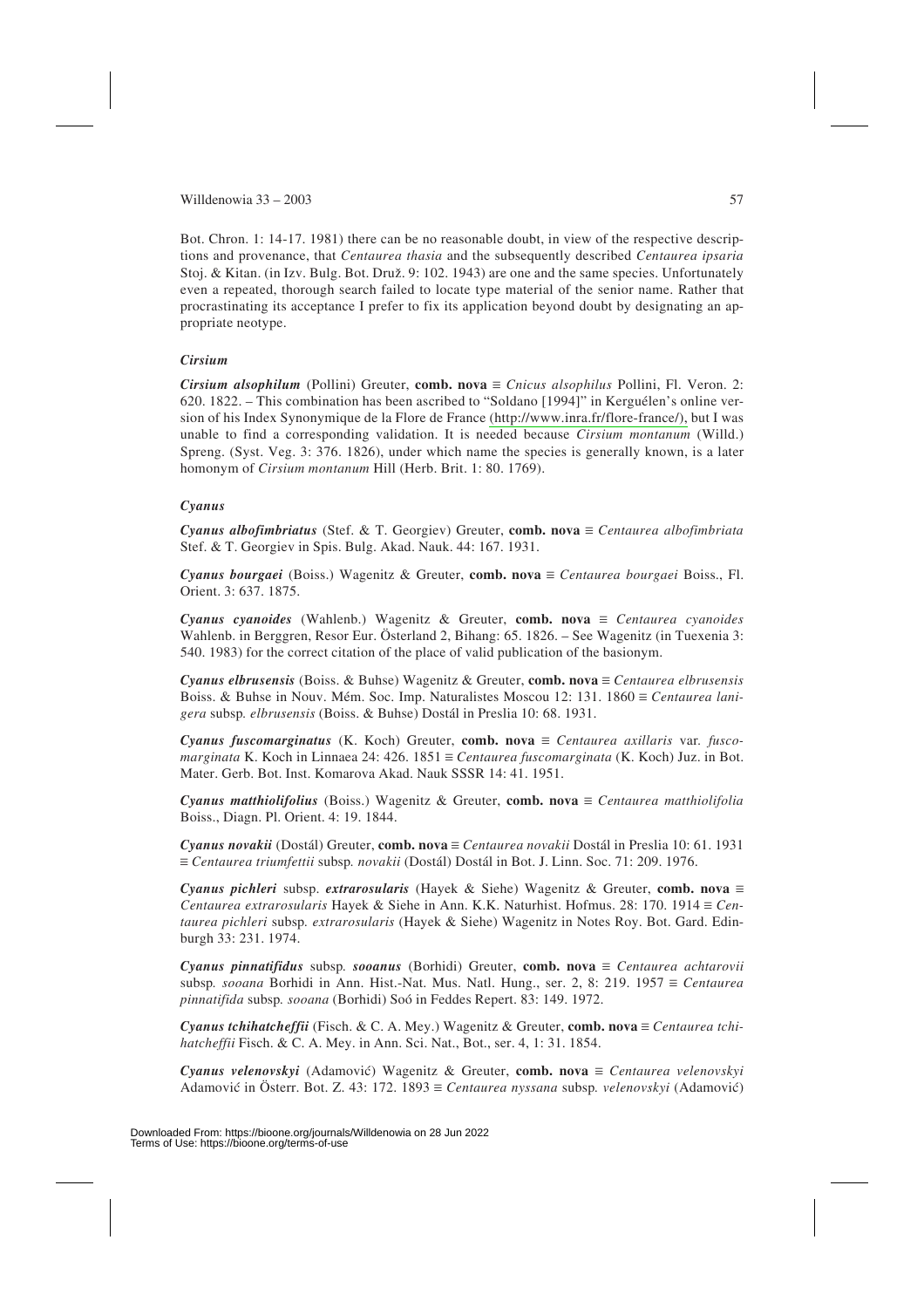Bot. Chron. 1: 14-17. 1981) there can be no reasonable doubt, in view of the respective descriptions and provenance, that *Centaurea thasia* and the subsequently described *Centaurea ipsaria* Stoj. & Kitan. (in Izv. Bulg. Bot. Druž. 9: 102. 1943) are one and the same species. Unfortunately even a repeated, thorough search failed to locate type material of the senior name. Rather that procrastinating its acceptance I prefer to fix its application beyond doubt by designating an appropriate neotype.

### *Cirsium*

***Cirsium alsophilum*** (Pollini) Greuter, **comb. nova** ≡ *Cnicus alsophilus* Pollini, Fl. Veron. 2: 620. 1822. – This combination has been ascribed to "Soldano [1994]" in Kerguélen's online version of his Index Synonymique de la Flore de France (http://www.inra.fr/flore-france/), but I was unable to find a corresponding validation. It is needed because *Cirsium montanum* (Willd.) Spreng. (Syst. Veg. 3: 376. 1826), under which name the species is generally known, is a later homonym of *Cirsium montanum* Hill (Herb. Brit. 1: 80. 1769).

### *Cyanus*

***Cyanus albofimbriatus*** (Stef. & T. Georgiev) Greuter, **comb. nova** ≡ *Centaurea albofimbriata* Stef. & T. Georgiev in Spis. Bulg. Akad. Nauk. 44: 167. 1931.

***Cyanus bourgaei*** (Boiss.) Wagenitz & Greuter, **comb. nova** ≡ *Centaurea bourgaei* Boiss., Fl. Orient. 3: 637. 1875.

***Cyanus cyanoides*** (Wahlenb.) Wagenitz & Greuter, **comb. nova** ≡ *Centaurea cyanoides* Wahlenb. in Berggren, Resor Eur. Österland 2, Bihang: 65. 1826. – See Wagenitz (in Tuexenia 3: 540. 1983) for the correct citation of the place of valid publication of the basionym.

***Cyanus elbrusensis*** (Boiss. & Buhse) Wagenitz & Greuter, **comb. nova** ≡ *Centaurea elbrusensis* Boiss. & Buhse in Nouv. Mém. Soc. Imp. Naturalistes Moscou 12: 131. 1860 ≡ *Centaurea lanigera* subsp. *elbrusensis* (Boiss. & Buhse) Dostál in Preslia 10: 68. 1931.

***Cyanus fuscomarginatus*** (K. Koch) Greuter, **comb. nova** ≡ *Centaurea axillaris* var. *fuscomarginata* K. Koch in Linnaea 24: 426. 1851 ≡ *Centaurea fuscomarginata* (K. Koch) Juz. in Bot. Mater. Gerb. Bot. Inst. Komarova Akad. Nauk SSSR 14: 41. 1951.

***Cyanus matthiolifolius*** (Boiss.) Wagenitz & Greuter, **comb. nova** ≡ *Centaurea matthiolifolia* Boiss., Diagn. Pl. Orient. 4: 19. 1844.

***Cyanus novakii*** (Dostál) Greuter, **comb. nova** ≡ *Centaurea novakii* Dostál in Preslia 10: 61. 1931 ≡ *Centaurea triumfettii* subsp. *novakii* (Dostál) Dostál in Bot. J. Linn. Soc. 71: 209. 1976.

***Cyanus pichleri*** subsp. ***extrarosularis*** (Hayek & Siehe) Wagenitz & Greuter, **comb. nova** ≡ *Centaurea extrarosularis* Hayek & Siehe in Ann. K.K. Naturhist. Hofmus. 28: 170. 1914 ≡ *Centaurea pichleri* subsp. *extrarosularis* (Hayek & Siehe) Wagenitz in Notes Roy. Bot. Gard. Edinburgh 33: 231. 1974.

***Cyanus pinnatifidus*** subsp. ***sooanus*** (Borhidi) Greuter, **comb. nova** ≡ *Centaurea achtarovii* subsp. *sooana* Borhidi in Ann. Hist.-Nat. Mus. Natl. Hung., ser. 2, 8: 219. 1957 ≡ *Centaurea pinnatifida* subsp. *sooana* (Borhidi) Soó in Feddes Repert. 83: 149. 1972.

***Cyanus tchihatcheffii*** (Fisch. & C. A. Mey.) Wagenitz & Greuter, **comb. nova** ≡ *Centaurea tchihatcheffii* Fisch. & C. A. Mey. in Ann. Sci. Nat., Bot., ser. 4, 1: 31. 1854.

***Cyanus velenovskyi*** (Adamović) Wagenitz & Greuter, **comb. nova** ≡ *Centaurea velenovskyi* Adamović in Österr. Bot. Z. 43: 172. 1893 ≡ *Centaurea nyssana* subsp. *velenovskyi* (Adamović)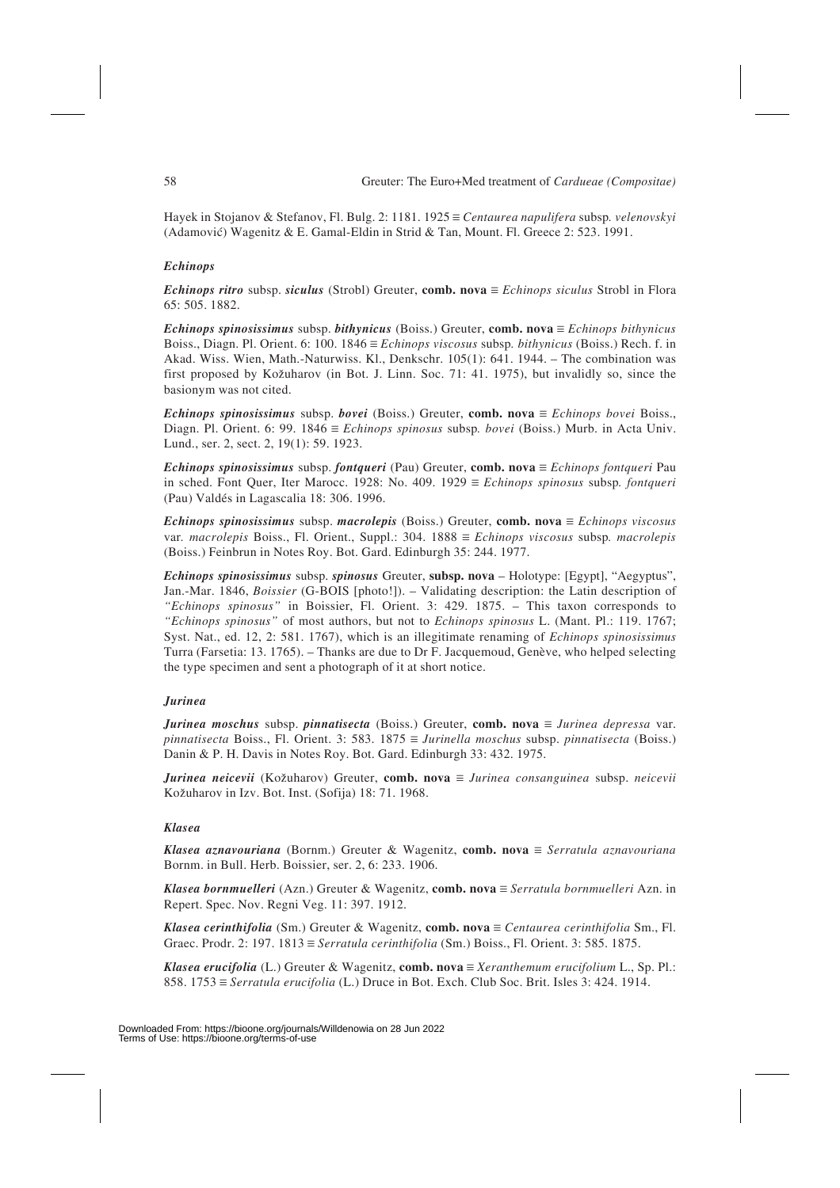Hayek in Stojanov & Stefanov, Fl. Bulg. 2: 1181. 1925 ≡ *Centaurea napulifera* subsp. *velenovskyi* (Adamović) Wagenitz & E. Gamal-Eldin in Strid & Tan, Mount. Fl. Greece 2: 523. 1991.

### *Echinops*

***Echinops ritro*** subsp. ***siculus*** (Strobl) Greuter, **comb. nova** ≡ *Echinops siculus* Strobl in Flora 65: 505. 1882.

***Echinops spinosissimus*** subsp. ***bithynicus*** (Boiss.) Greuter, **comb. nova** ≡ *Echinops bithynicus* Boiss., Diagn. Pl. Orient. 6: 100. 1846 ≡ *Echinops viscosus* subsp. *bithynicus* (Boiss.) Rech. f. in Akad. Wiss. Wien, Math.-Naturwiss. Kl., Denkschr. 105(1): 641. 1944. – The combination was first proposed by Kožuharov (in Bot. J. Linn. Soc. 71: 41. 1975), but invalidly so, since the basionym was not cited.

***Echinops spinosissimus*** subsp. ***bovei*** (Boiss.) Greuter, **comb. nova** ≡ *Echinops bovei* Boiss., Diagn. Pl. Orient. 6: 99. 1846 ≡ *Echinops spinosus* subsp. *bovei* (Boiss.) Murb. in Acta Univ. Lund., ser. 2, sect. 2, 19(1): 59. 1923.

***Echinops spinosissimus*** subsp. ***fontqueri*** (Pau) Greuter, **comb. nova** ≡ *Echinops fontqueri* Pau in sched. Font Quer, Iter Marocc. 1928: No. 409. 1929 ≡ *Echinops spinosus* subsp. *fontqueri* (Pau) Valdés in Lagascalia 18: 306. 1996.

***Echinops spinosissimus*** subsp. ***macrolepis*** (Boiss.) Greuter, **comb. nova** ≡ *Echinops viscosus* var. *macrolepis* Boiss., Fl. Orient., Suppl.: 304. 1888 ≡ *Echinops viscosus* subsp. *macrolepis* (Boiss.) Feinbrun in Notes Roy. Bot. Gard. Edinburgh 35: 244. 1977.

***Echinops spinosissimus*** subsp. ***spinosus*** Greuter, **subsp. nova** – Holotype: [Egypt], "Aegyptus", Jan.-Mar. 1846, *Boissier* (G-BOIS [photo!]). – Validating description: the Latin description of *"Echinops spinosus"* in Boissier, Fl. Orient. 3: 429. 1875. – This taxon corresponds to *"Echinops spinosus"* of most authors, but not to *Echinops spinosus* L. (Mant. Pl.: 119. 1767; Syst. Nat., ed. 12, 2: 581. 1767), which is an illegitimate renaming of *Echinops spinosissimus* Turra (Farsetia: 13. 1765). – Thanks are due to Dr F. Jacquemoud, Genève, who helped selecting the type specimen and sent a photograph of it at short notice.

### *Jurinea*

***Jurinea moschus*** subsp. ***pinnatisecta*** (Boiss.) Greuter, **comb. nova** ≡ *Jurinea depressa* var. *pinnatisecta* Boiss., Fl. Orient. 3: 583. 1875 ≡ *Jurinella moschus* subsp. *pinnatisecta* (Boiss.) Danin & P. H. Davis in Notes Roy. Bot. Gard. Edinburgh 33: 432. 1975.

***Jurinea neicevii*** (Kožuharov) Greuter, **comb. nova** ≡ *Jurinea consanguinea* subsp. *neicevii* Kožuharov in Izv. Bot. Inst. (Sofija) 18: 71. 1968.

### *Klasea*

***Klasea aznavouriana*** (Bornm.) Greuter & Wagenitz, **comb. nova** ≡ *Serratula aznavouriana* Bornm. in Bull. Herb. Boissier, ser. 2, 6: 233. 1906.

***Klasea bornmuelleri*** (Azn.) Greuter & Wagenitz, **comb. nova** ≡ *Serratula bornmuelleri* Azn. in Repert. Spec. Nov. Regni Veg. 11: 397. 1912.

***Klasea cerinthifolia*** (Sm.) Greuter & Wagenitz, **comb. nova** ≡ *Centaurea cerinthifolia* Sm., Fl. Graec. Prodr. 2: 197. 1813 ≡ *Serratula cerinthifolia* (Sm.) Boiss., Fl. Orient. 3: 585. 1875.

***Klasea erucifolia*** (L.) Greuter & Wagenitz, **comb. nova** ≡ *Xeranthemum erucifolium* L., Sp. Pl.: 858. 1753 ≡ *Serratula erucifolia* (L.) Druce in Bot. Exch. Club Soc. Brit. Isles 3: 424. 1914.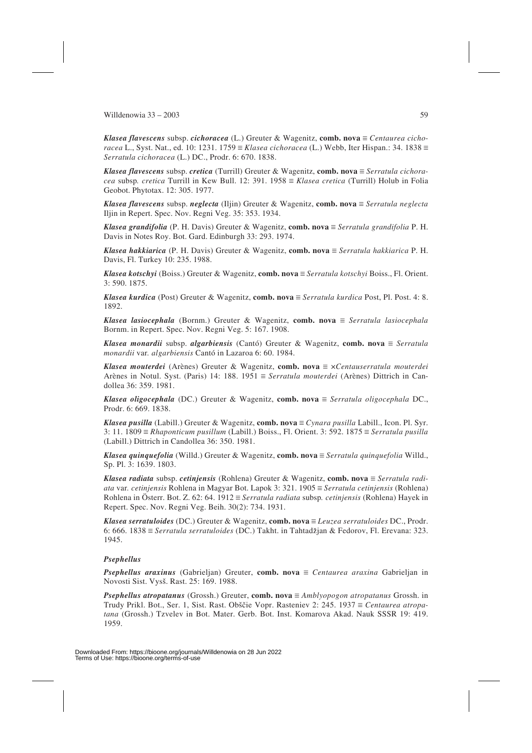***Klasea flavescens*** subsp. ***cichoracea*** (L.) Greuter & Wagenitz, **comb. nova** ≡ *Centaurea cichoracea* L., Syst. Nat., ed. 10: 1231. 1759 ≡ *Klasea cichoracea* (L.) Webb, Iter Hispan.: 34. 1838 ≡ *Serratula cichoracea* (L.) DC., Prodr. 6: 670. 1838.

***Klasea flavescens*** subsp. ***cretica*** (Turrill) Greuter & Wagenitz, **comb. nova** ≡ *Serratula cichoracea* subsp*. cretica* Turrill in Kew Bull. 12: 391. 1958 ≡ *Klasea cretica* (Turrill) Holub in Folia Geobot. Phytotax. 12: 305. 1977.

***Klasea flavescens*** subsp. ***neglecta*** (Iljin) Greuter & Wagenitz, **comb. nova** ≡ *Serratula neglecta* Iljin in Repert. Spec. Nov. Regni Veg. 35: 353. 1934.

***Klasea grandifolia*** (P. H. Davis) Greuter & Wagenitz, **comb. nova** ≡ *Serratula grandifolia* P. H. Davis in Notes Roy. Bot. Gard. Edinburgh 33: 293. 1974.

***Klasea hakkiarica*** (P. H. Davis) Greuter & Wagenitz, **comb. nova** ≡ *Serratula hakkiarica* P. H. Davis, Fl. Turkey 10: 235. 1988.

***Klasea kotschyi*** (Boiss.) Greuter & Wagenitz, **comb. nova** ≡ *Serratula kotschyi* Boiss., Fl. Orient. 3: 590. 1875.

***Klasea kurdica*** (Post) Greuter & Wagenitz, **comb. nova** ≡ *Serratula kurdica* Post, Pl. Post. 4: 8. 1892.

***Klasea lasiocephala*** (Bornm.) Greuter & Wagenitz, **comb. nova** ≡ *Serratula lasiocephala* Bornm. in Repert. Spec. Nov. Regni Veg. 5: 167. 1908.

***Klasea monardii*** subsp. ***algarbiensis*** (Cantó) Greuter & Wagenitz, **comb. nova** ≡ *Serratula monardii* var*. algarbiensis* Cantó in Lazaroa 6: 60. 1984.

***Klasea mouterdei*** (Arènes) Greuter & Wagenitz, **comb. nova** ≡ ×*Centauserratula mouterdei* Arènes in Notul. Syst. (Paris) 14: 188. 1951 ≡ *Serratula mouterdei* (Arènes) Dittrich in Candollea 36: 359. 1981.

***Klasea oligocephala*** (DC.) Greuter & Wagenitz, **comb. nova** ≡ *Serratula oligocephala* DC., Prodr. 6: 669. 1838.

***Klasea pusilla*** (Labill.) Greuter & Wagenitz, **comb. nova** ≡ *Cynara pusilla* Labill., Icon. Pl. Syr. 3: 11. 1809 ≡ *Rhaponticum pusillum* (Labill.) Boiss., Fl. Orient. 3: 592. 1875 ≡ *Serratula pusilla* (Labill.) Dittrich in Candollea 36: 350. 1981.

***Klasea quinquefolia*** (Willd.) Greuter & Wagenitz, **comb. nova** ≡ *Serratula quinquefolia* Willd., Sp. Pl. 3: 1639. 1803.

***Klasea radiata*** subsp. ***cetinjensis*** (Rohlena) Greuter & Wagenitz, **comb. nova** ≡ *Serratula radiata* var*. cetinjensis* Rohlena in Magyar Bot. Lapok 3: 321. 1905 ≡ *Serratula cetinjensis* (Rohlena) Rohlena in Österr. Bot. Z. 62: 64. 1912 ≡ *Serratula radiata* subsp*. cetinjensis* (Rohlena) Hayek in Repert. Spec. Nov. Regni Veg. Beih. 30(2): 734. 1931.

***Klasea serratuloides*** (DC.) Greuter & Wagenitz, **comb. nova** ≡ *Leuzea serratuloides* DC., Prodr. 6: 666. 1838 ≡ *Serratula serratuloides* (DC.) Takht. in Tahtadžjan & Fedorov, Fl. Erevana: 323. 1945.

***Psephellus***

***Psephellus araxinus*** (Gabrieljan) Greuter, **comb. nova** ≡ *Centaurea araxina* Gabrieljan in Novosti Sist. Vysš. Rast. 25: 169. 1988.

***Psephellus atropatanus*** (Grossh.) Greuter, **comb. nova** ≡ *Amblyopogon atropatanus* Grossh. in Trudy Prikl. Bot., Ser. 1, Sist. Rast. Obščie Vopr. Rasteniev 2: 245. 1937 ≡ *Centaurea atropatana* (Grossh.) Tzvelev in Bot. Mater. Gerb. Bot. Inst. Komarova Akad. Nauk SSSR 19: 419. 1959.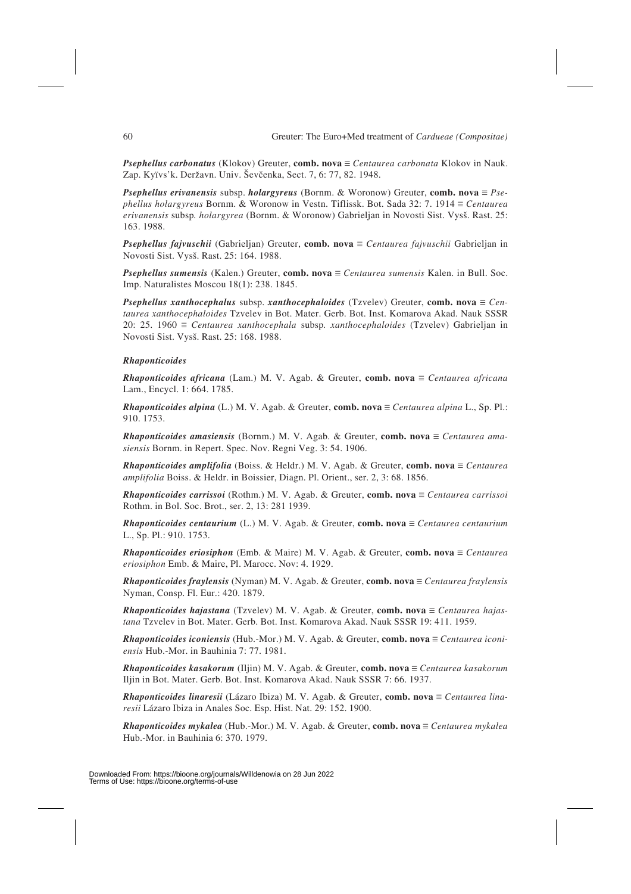***Psephellus carbonatus*** (Klokov) Greuter, **comb. nova** ≡ *Centaurea carbonata* Klokov in Nauk. Zap. Kyïvs'k. Deržavn. Univ. Ševčenka, Sect. 7, 6: 77, 82. 1948.

***Psephellus erivanensis*** subsp. ***holargyreus*** (Bornm. & Woronow) Greuter, **comb. nova** ≡ *Psephellus holargyreus* Bornm. & Woronow in Vestn. Tiflissk. Bot. Sada 32: 7. 1914 ≡ *Centaurea erivanensis* subsp. *holargyrea* (Bornm. & Woronow) Gabrieljan in Novosti Sist. Vysš. Rast. 25: 163. 1988.

***Psephellus fajvuschii*** (Gabrieljan) Greuter, **comb. nova** ≡ *Centaurea fajvuschii* Gabrieljan in Novosti Sist. Vysš. Rast. 25: 164. 1988.

***Psephellus sumensis*** (Kalen.) Greuter, **comb. nova** ≡ *Centaurea sumensis* Kalen. in Bull. Soc. Imp. Naturalistes Moscou 18(1): 238. 1845.

***Psephellus xanthocephalus*** subsp. ***xanthocephaloides*** (Tzvelev) Greuter, **comb. nova** ≡ *Centaurea xanthocephaloides* Tzvelev in Bot. Mater. Gerb. Bot. Inst. Komarova Akad. Nauk SSSR 20: 25. 1960 ≡ *Centaurea xanthocephala* subsp. *xanthocephaloides* (Tzvelev) Gabrieljan in Novosti Sist. Vysš. Rast. 25: 168. 1988.

***Rhaponticoides***

***Rhaponticoides africana*** (Lam.) M. V. Agab. & Greuter, **comb. nova** ≡ *Centaurea africana* Lam., Encycl. 1: 664. 1785.

***Rhaponticoides alpina*** (L.) M. V. Agab. & Greuter, **comb. nova** ≡ *Centaurea alpina* L., Sp. Pl.: 910. 1753.

***Rhaponticoides amasiensis*** (Bornm.) M. V. Agab. & Greuter, **comb. nova** ≡ *Centaurea amasiensis* Bornm. in Repert. Spec. Nov. Regni Veg. 3: 54. 1906.

***Rhaponticoides amplifolia*** (Boiss. & Heldr.) M. V. Agab. & Greuter, **comb. nova** ≡ *Centaurea amplifolia* Boiss. & Heldr. in Boissier, Diagn. Pl. Orient., ser. 2, 3: 68. 1856.

***Rhaponticoides carrissoi*** (Rothm.) M. V. Agab. & Greuter, **comb. nova** ≡ *Centaurea carrissoi* Rothm. in Bol. Soc. Brot., ser. 2, 13: 281 1939.

***Rhaponticoides centaurium*** (L.) M. V. Agab. & Greuter, **comb. nova** ≡ *Centaurea centaurium* L., Sp. Pl.: 910. 1753.

***Rhaponticoides eriosiphon*** (Emb. & Maire) M. V. Agab. & Greuter, **comb. nova** ≡ *Centaurea eriosiphon* Emb. & Maire, Pl. Marocc. Nov: 4. 1929.

***Rhaponticoides fraylensis*** (Nyman) M. V. Agab. & Greuter, **comb. nova** ≡ *Centaurea fraylensis* Nyman, Consp. Fl. Eur.: 420. 1879.

***Rhaponticoides hajastana*** (Tzvelev) M. V. Agab. & Greuter, **comb. nova** ≡ *Centaurea hajastana* Tzvelev in Bot. Mater. Gerb. Bot. Inst. Komarova Akad. Nauk SSSR 19: 411. 1959.

***Rhaponticoides iconiensis*** (Hub.-Mor.) M. V. Agab. & Greuter, **comb. nova** ≡ *Centaurea iconiensis* Hub.-Mor. in Bauhinia 7: 77. 1981.

***Rhaponticoides kasakorum*** (Iljin) M. V. Agab. & Greuter, **comb. nova** ≡ *Centaurea kasakorum* Iljin in Bot. Mater. Gerb. Bot. Inst. Komarova Akad. Nauk SSSR 7: 66. 1937.

***Rhaponticoides linaresii*** (Lázaro Ibiza) M. V. Agab. & Greuter, **comb. nova** ≡ *Centaurea linaresii* Lázaro Ibiza in Anales Soc. Esp. Hist. Nat. 29: 152. 1900.

***Rhaponticoides mykalea*** (Hub.-Mor.) M. V. Agab. & Greuter, **comb. nova** ≡ *Centaurea mykalea* Hub.-Mor. in Bauhinia 6: 370. 1979.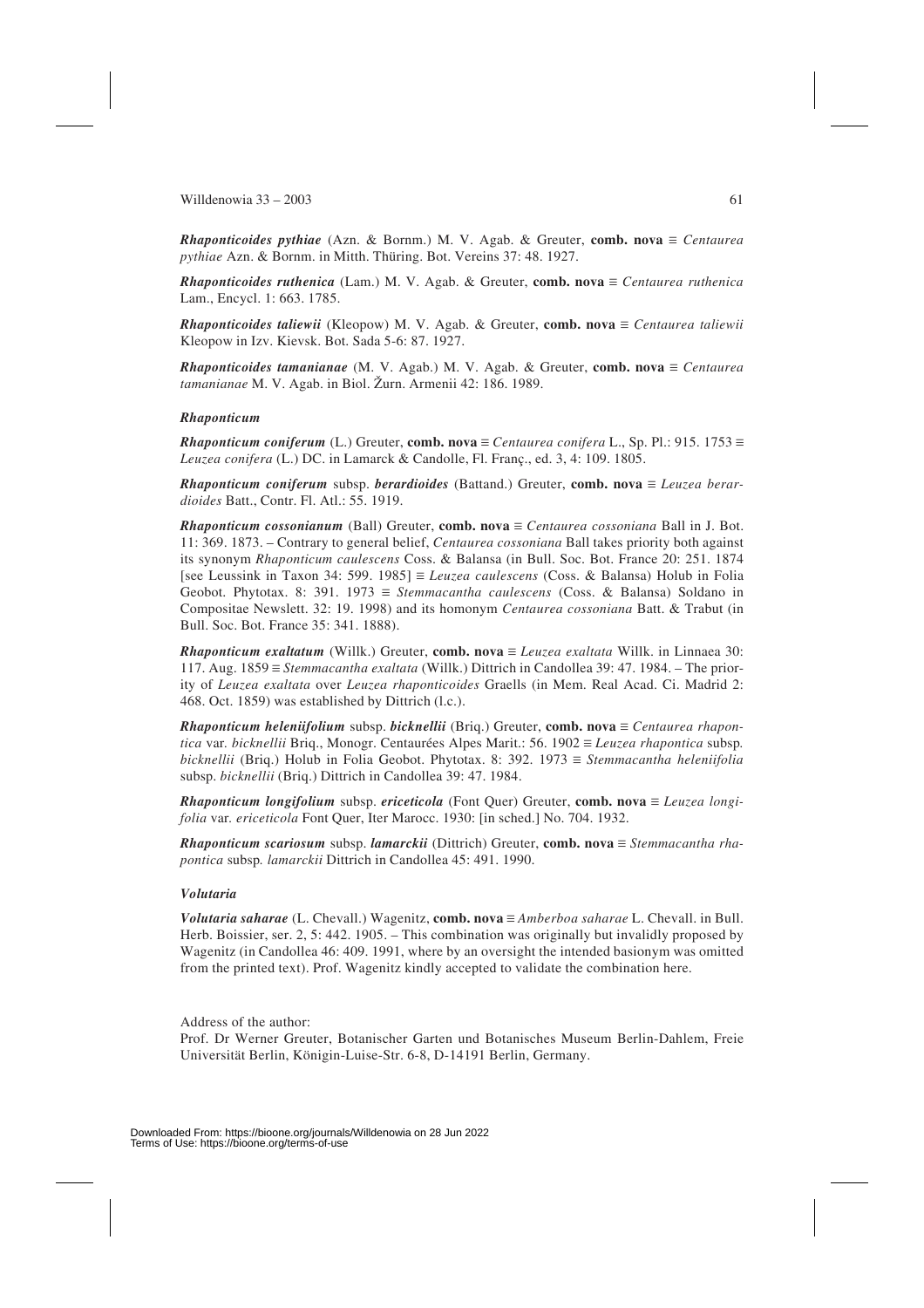***Rhaponticoides pythiae*** (Azn. & Bornm.) M. V. Agab. & Greuter, **comb. nova** ≡ *Centaurea pythiae* Azn. & Bornm. in Mitth. Thüring. Bot. Vereins 37: 48. 1927.

***Rhaponticoides ruthenica*** (Lam.) M. V. Agab. & Greuter, **comb. nova** ≡ *Centaurea ruthenica* Lam., Encycl. 1: 663. 1785.

***Rhaponticoides taliewii*** (Kleopow) M. V. Agab. & Greuter, **comb. nova** ≡ *Centaurea taliewii* Kleopow in Izv. Kievsk. Bot. Sada 5-6: 87. 1927.

***Rhaponticoides tamanianae*** (M. V. Agab.) M. V. Agab. & Greuter, **comb. nova** ≡ *Centaurea tamanianae* M. V. Agab. in Biol. Žurn. Armenii 42: 186. 1989.

### *Rhaponticum*

***Rhaponticum coniferum*** (L.) Greuter, **comb. nova** ≡ *Centaurea conifera* L., Sp. Pl.: 915. 1753 ≡ *Leuzea conifera* (L.) DC. in Lamarck & Candolle, Fl. Franç., ed. 3, 4: 109. 1805.

***Rhaponticum coniferum*** subsp. ***berardioides*** (Battand.) Greuter, **comb. nova** ≡ *Leuzea berardioides* Batt., Contr. Fl. Atl.: 55. 1919.

***Rhaponticum cossonianum*** (Ball) Greuter, **comb. nova** ≡ *Centaurea cossoniana* Ball in J. Bot. 11: 369. 1873. – Contrary to general belief, *Centaurea cossoniana* Ball takes priority both against its synonym *Rhaponticum caulescens* Coss. & Balansa (in Bull. Soc. Bot. France 20: 251. 1874 [see Leussink in Taxon 34: 599. 1985] ≡ *Leuzea caulescens* (Coss. & Balansa) Holub in Folia Geobot. Phytotax. 8: 391. 1973 ≡ *Stemmacantha caulescens* (Coss. & Balansa) Soldano in Compositae Newslett. 32: 19. 1998) and its homonym *Centaurea cossoniana* Batt. & Trabut (in Bull. Soc. Bot. France 35: 341. 1888).

***Rhaponticum exaltatum*** (Willk.) Greuter, **comb. nova** ≡ *Leuzea exaltata* Willk. in Linnaea 30: 117. Aug. 1859 ≡ *Stemmacantha exaltata* (Willk.) Dittrich in Candollea 39: 47. 1984. – The priority of *Leuzea exaltata* over *Leuzea rhaponticoides* Graells (in Mem. Real Acad. Ci. Madrid 2: 468. Oct. 1859) was established by Dittrich (l.c.).

***Rhaponticum heleniifolium*** subsp. ***bicknellii*** (Briq.) Greuter, **comb. nova** ≡ *Centaurea rhapontica* var. *bicknellii* Briq., Monogr. Centaurées Alpes Marit.: 56. 1902 ≡ *Leuzea rhapontica* subsp. *bicknellii* (Briq.) Holub in Folia Geobot. Phytotax. 8: 392. 1973 ≡ *Stemmacantha heleniifolia* subsp. *bicknellii* (Briq.) Dittrich in Candollea 39: 47. 1984.

***Rhaponticum longifolium*** subsp. ***ericeticola*** (Font Quer) Greuter, **comb. nova** ≡ *Leuzea longifolia* var. *ericeticola* Font Quer, Iter Marocc. 1930: [in sched.] No. 704. 1932.

***Rhaponticum scariosum*** subsp. ***lamarckii*** (Dittrich) Greuter, **comb. nova** ≡ *Stemmacantha rhapontica* subsp. *lamarckii* Dittrich in Candollea 45: 491. 1990.

### *Volutaria*

***Volutaria saharae*** (L. Chevall.) Wagenitz, **comb. nova** ≡ *Amberboa saharae* L. Chevall. in Bull. Herb. Boissier, ser. 2, 5: 442. 1905. – This combination was originally but invalidly proposed by Wagenitz (in Candollea 46: 409. 1991, where by an oversight the intended basionym was omitted from the printed text). Prof. Wagenitz kindly accepted to validate the combination here.

Address of the author:
Prof. Dr Werner Greuter, Botanischer Garten und Botanisches Museum Berlin-Dahlem, Freie Universität Berlin, Königin-Luise-Str. 6-8, D-14191 Berlin, Germany.